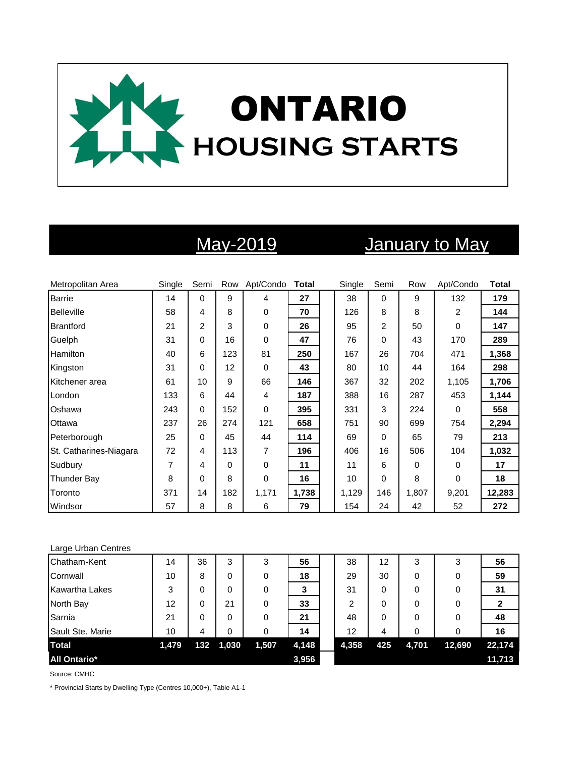# ONTARIO HOUSING STARTS

| Metropolitan Area | May-2019 | | | | | January to May | | | | |
|---|---|---|---|---|---|---|---|---|---|---|
| | Single | Semi | Row | Apt/Condo | **Total** | Single | Semi | Row | Apt/Condo | **Total** |
| Barrie | 14 | 0 | 9 | 4 | **27** | 38 | 0 | 9 | 132 | **179** |
| Belleville | 58 | 4 | 8 | 0 | **70** | 126 | 8 | 8 | 2 | **144** |
| Brantford | 21 | 2 | 3 | 0 | **26** | 95 | 2 | 50 | 0 | **147** |
| Guelph | 31 | 0 | 16 | 0 | **47** | 76 | 0 | 43 | 170 | **289** |
| Hamilton | 40 | 6 | 123 | 81 | **250** | 167 | 26 | 704 | 471 | **1,368** |
| Kingston | 31 | 0 | 12 | 0 | **43** | 80 | 10 | 44 | 164 | **298** |
| Kitchener area | 61 | 10 | 9 | 66 | **146** | 367 | 32 | 202 | 1,105 | **1,706** |
| London | 133 | 6 | 44 | 4 | **187** | 388 | 16 | 287 | 453 | **1,144** |
| Oshawa | 243 | 0 | 152 | 0 | **395** | 331 | 3 | 224 | 0 | **558** |
| Ottawa | 237 | 26 | 274 | 121 | **658** | 751 | 90 | 699 | 754 | **2,294** |
| Peterborough | 25 | 0 | 45 | 44 | **114** | 69 | 0 | 65 | 79 | **213** |
| St. Catharines-Niagara | 72 | 4 | 113 | 7 | **196** | 406 | 16 | 506 | 104 | **1,032** |
| Sudbury | 7 | 4 | 0 | 0 | **11** | 11 | 6 | 0 | 0 | **17** |
| Thunder Bay | 8 | 0 | 8 | 0 | **16** | 10 | 0 | 8 | 0 | **18** |
| Toronto | 371 | 14 | 182 | 1,171 | **1,738** | 1,129 | 146 | 1,807 | 9,201 | **12,283** |
| Windsor | 57 | 8 | 8 | 6 | **79** | 154 | 24 | 42 | 52 | **272** |
| Large Urban Centres | | | | | | | | | | |
| Chatham-Kent | 14 | 36 | 3 | 3 | **56** | 38 | 12 | 3 | 3 | **56** |
| Cornwall | 10 | 8 | 0 | 0 | **18** | 29 | 30 | 0 | 0 | **59** |
| Kawartha Lakes | 3 | 0 | 0 | 0 | **3** | 31 | 0 | 0 | 0 | **31** |
| North Bay | 12 | 0 | 21 | 0 | **33** | 2 | 0 | 0 | 0 | **2** |
| Sarnia | 21 | 0 | 0 | 0 | **21** | 48 | 0 | 0 | 0 | **48** |
| Sault Ste. Marie | 10 | 4 | 0 | 0 | **14** | 12 | 4 | 0 | 0 | **16** |
| **Total** | **1,479** | **132** | **1,030** | **1,507** | **4,148** | **4,358** | **425** | **4,701** | **12,690** | **22,174** |
| **All Ontario*** | | | | | **3,956** | | | | | **11,713** |

Source: CMHC

* Provincial Starts by Dwelling Type (Centres 10,000+), Table A1-1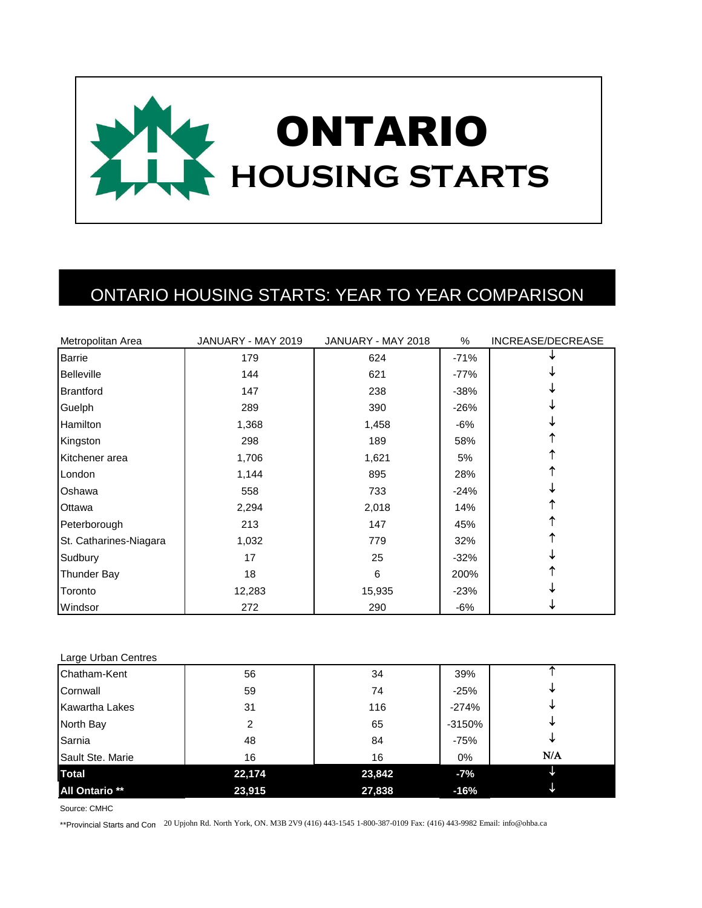# ONTARIO HOUSING STARTS

## ONTARIO HOUSING STARTS: YEAR TO YEAR COMPARISON

| Metropolitan Area | JANUARY - MAY 2019 | JANUARY - MAY 2018 | % | INCREASE/DECREASE |
|---|---|---|---|---|
| Barrie | 179 | 624 | -71% | ↓ |
| Belleville | 144 | 621 | -77% | ↓ |
| Brantford | 147 | 238 | -38% | ↓ |
| Guelph | 289 | 390 | -26% | ↓ |
| Hamilton | 1,368 | 1,458 | -6% | ↓ |
| Kingston | 298 | 189 | 58% | ↑ |
| Kitchener area | 1,706 | 1,621 | 5% | ↑ |
| London | 1,144 | 895 | 28% | ↑ |
| Oshawa | 558 | 733 | -24% | ↓ |
| Ottawa | 2,294 | 2,018 | 14% | ↑ |
| Peterborough | 213 | 147 | 45% | ↑ |
| St. Catharines-Niagara | 1,032 | 779 | 32% | ↑ |
| Sudbury | 17 | 25 | -32% | ↓ |
| Thunder Bay | 18 | 6 | 200% | ↑ |
| Toronto | 12,283 | 15,935 | -23% | ↓ |
| Windsor | 272 | 290 | -6% | ↓ |
| **Large Urban Centres** | | | | |
| Chatham-Kent | 56 | 34 | 39% | ↑ |
| Cornwall | 59 | 74 | -25% | ↓ |
| Kawartha Lakes | 31 | 116 | -274% | ↓ |
| North Bay | 2 | 65 | -3150% | ↓ |
| Sarnia | 48 | 84 | -75% | ↓ |
| Sault Ste. Marie | 16 | 16 | 0% | N/A |
| **Total** | **22,174** | **23,842** | **-7%** | ↓ |
| **All Ontario **** | **23,915** | **27,838** | **-16%** | ↓ |

Source: CMHC

**Provincial Starts and Con 20 Upjohn Rd. North York, ON. M3B 2V9 (416) 443-1545 1-800-387-0109 Fax: (416) 443-9982 Email: info@ohba.ca